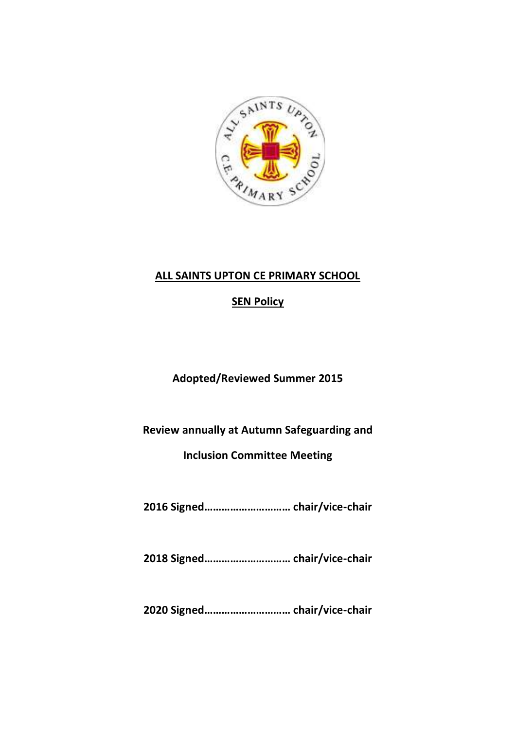# ALL SAINTS UPTON CE PRIMARY SCHOOL

## SEN Policy

**Adopted/Reviewed Summer 2015**

**Review annually at Autumn Safeguarding and Inclusion Committee Meeting**

**2016 Signed……………………… chair/vice-chair**

**2018 Signed……………………… chair/vice-chair**

**2020 Signed……………………… chair/vice-chair**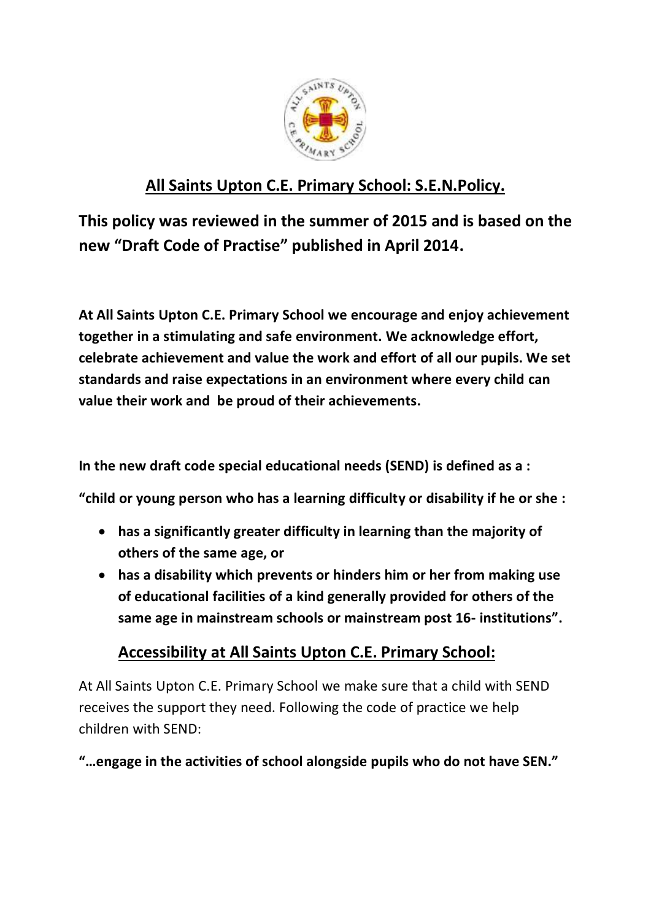## All Saints Upton C.E. Primary School: S.E.N.Policy.

**This policy was reviewed in the summer of 2015 and is based on the new "Draft Code of Practise" published in April 2014.**

**At All Saints Upton C.E. Primary School we encourage and enjoy achievement together in a stimulating and safe environment. We acknowledge effort, celebrate achievement and value the work and effort of all our pupils. We set standards and raise expectations in an environment where every child can value their work and be proud of their achievements.**

**In the new draft code special educational needs (SEND) is defined as a :**

**"child or young person who has a learning difficulty or disability if he or she :**

- **has a significantly greater difficulty in learning than the majority of others of the same age, or**
- **has a disability which prevents or hinders him or her from making use of educational facilities of a kind generally provided for others of the same age in mainstream schools or mainstream post 16- institutions".**

## Accessibility at All Saints Upton C.E. Primary School:

At All Saints Upton C.E. Primary School we make sure that a child with SEND receives the support they need. Following the code of practice we help children with SEND:

**"…engage in the activities of school alongside pupils who do not have SEN."**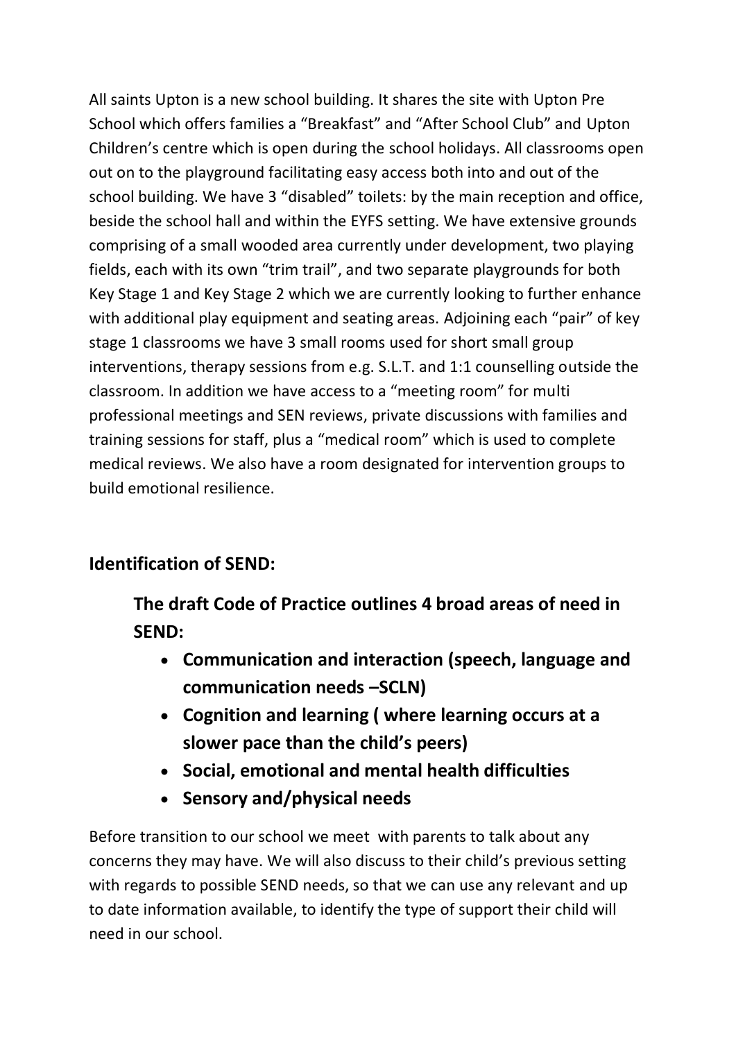All saints Upton is a new school building. It shares the site with Upton Pre School which offers families a "Breakfast" and "After School Club" and Upton Children's centre which is open during the school holidays. All classrooms open out on to the playground facilitating easy access both into and out of the school building. We have 3 "disabled" toilets: by the main reception and office, beside the school hall and within the EYFS setting. We have extensive grounds comprising of a small wooded area currently under development, two playing fields, each with its own "trim trail", and two separate playgrounds for both Key Stage 1 and Key Stage 2 which we are currently looking to further enhance with additional play equipment and seating areas. Adjoining each "pair" of key stage 1 classrooms we have 3 small rooms used for short small group interventions, therapy sessions from e.g. S.L.T. and 1:1 counselling outside the classroom. In addition we have access to a "meeting room" for multi professional meetings and SEN reviews, private discussions with families and training sessions for staff, plus a "medical room" which is used to complete medical reviews. We also have a room designated for intervention groups to build emotional resilience.

## Identification of SEND:

**The draft Code of Practice outlines 4 broad areas of need in SEND:**

- **Communication and interaction (speech, language and communication needs –SCLN)**
- **Cognition and learning ( where learning occurs at a slower pace than the child's peers)**
- **Social, emotional and mental health difficulties**
- **Sensory and/physical needs**

Before transition to our school we meet with parents to talk about any concerns they may have. We will also discuss to their child's previous setting with regards to possible SEND needs, so that we can use any relevant and up to date information available, to identify the type of support their child will need in our school.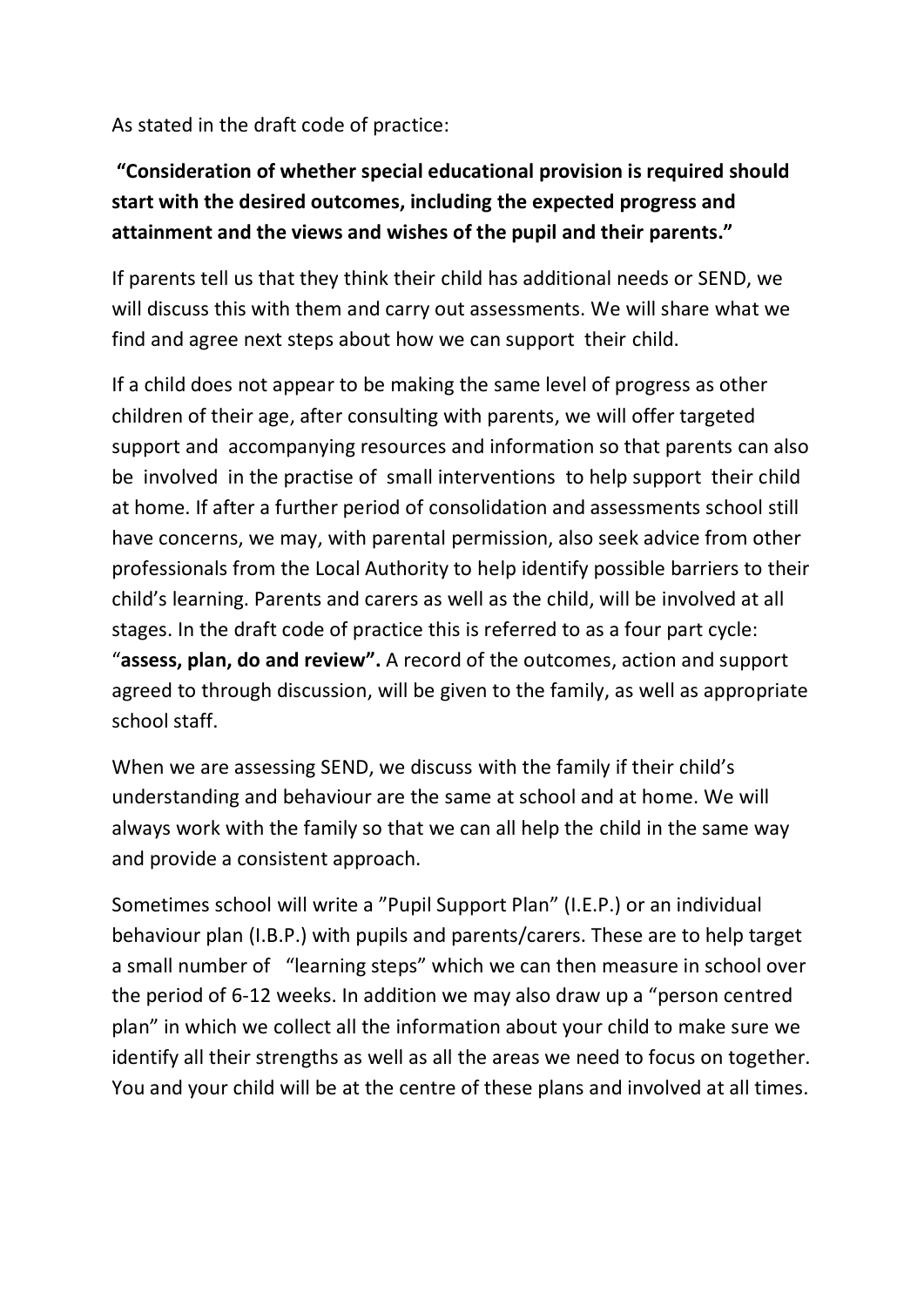As stated in the draft code of practice:

**"Consideration of whether special educational provision is required should start with the desired outcomes, including the expected progress and attainment and the views and wishes of the pupil and their parents."**

If parents tell us that they think their child has additional needs or SEND, we will discuss this with them and carry out assessments. We will share what we find and agree next steps about how we can support their child.

If a child does not appear to be making the same level of progress as other children of their age, after consulting with parents, we will offer targeted support and accompanying resources and information so that parents can also be involved in the practise of small interventions to help support their child at home. If after a further period of consolidation and assessments school still have concerns, we may, with parental permission, also seek advice from other professionals from the Local Authority to help identify possible barriers to their child's learning. Parents and carers as well as the child, will be involved at all stages. In the draft code of practice this is referred to as a four part cycle: "**assess, plan, do and review".** A record of the outcomes, action and support agreed to through discussion, will be given to the family, as well as appropriate school staff.

When we are assessing SEND, we discuss with the family if their child's understanding and behaviour are the same at school and at home. We will always work with the family so that we can all help the child in the same way and provide a consistent approach.

Sometimes school will write a "Pupil Support Plan" (I.E.P.) or an individual behaviour plan (I.B.P.) with pupils and parents/carers. These are to help target a small number of "learning steps" which we can then measure in school over the period of 6-12 weeks. In addition we may also draw up a "person centred plan" in which we collect all the information about your child to make sure we identify all their strengths as well as all the areas we need to focus on together. You and your child will be at the centre of these plans and involved at all times.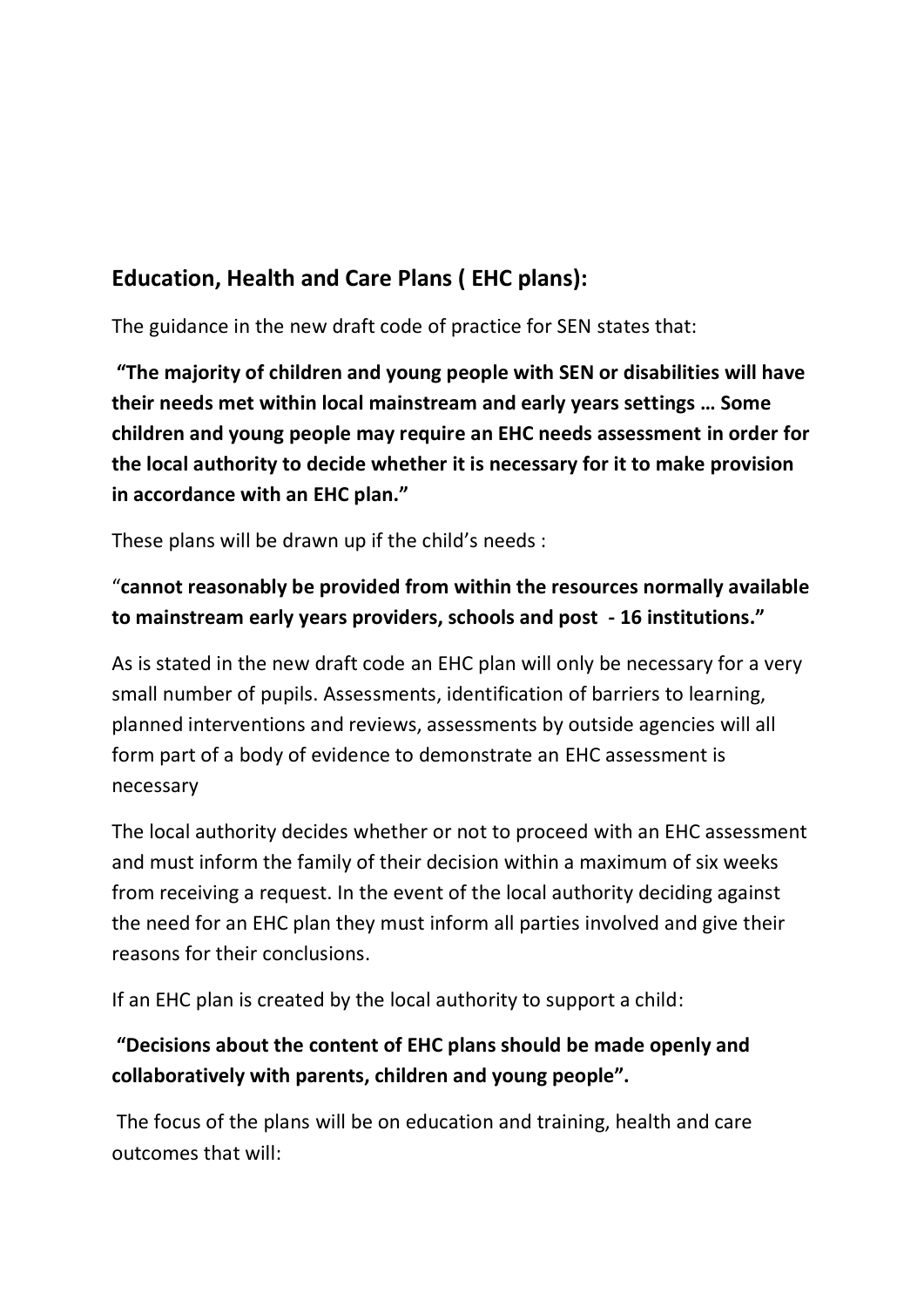## Education, Health and Care Plans ( EHC plans):

The guidance in the new draft code of practice for SEN states that:

**"The majority of children and young people with SEN or disabilities will have their needs met within local mainstream and early years settings … Some children and young people may require an EHC needs assessment in order for the local authority to decide whether it is necessary for it to make provision in accordance with an EHC plan."**

These plans will be drawn up if the child's needs :

"**cannot reasonably be provided from within the resources normally available to mainstream early years providers, schools and post - 16 institutions."**

As is stated in the new draft code an EHC plan will only be necessary for a very small number of pupils. Assessments, identification of barriers to learning, planned interventions and reviews, assessments by outside agencies will all form part of a body of evidence to demonstrate an EHC assessment is necessary

The local authority decides whether or not to proceed with an EHC assessment and must inform the family of their decision within a maximum of six weeks from receiving a request. In the event of the local authority deciding against the need for an EHC plan they must inform all parties involved and give their reasons for their conclusions.

If an EHC plan is created by the local authority to support a child:

**"Decisions about the content of EHC plans should be made openly and collaboratively with parents, children and young people".**

The focus of the plans will be on education and training, health and care outcomes that will: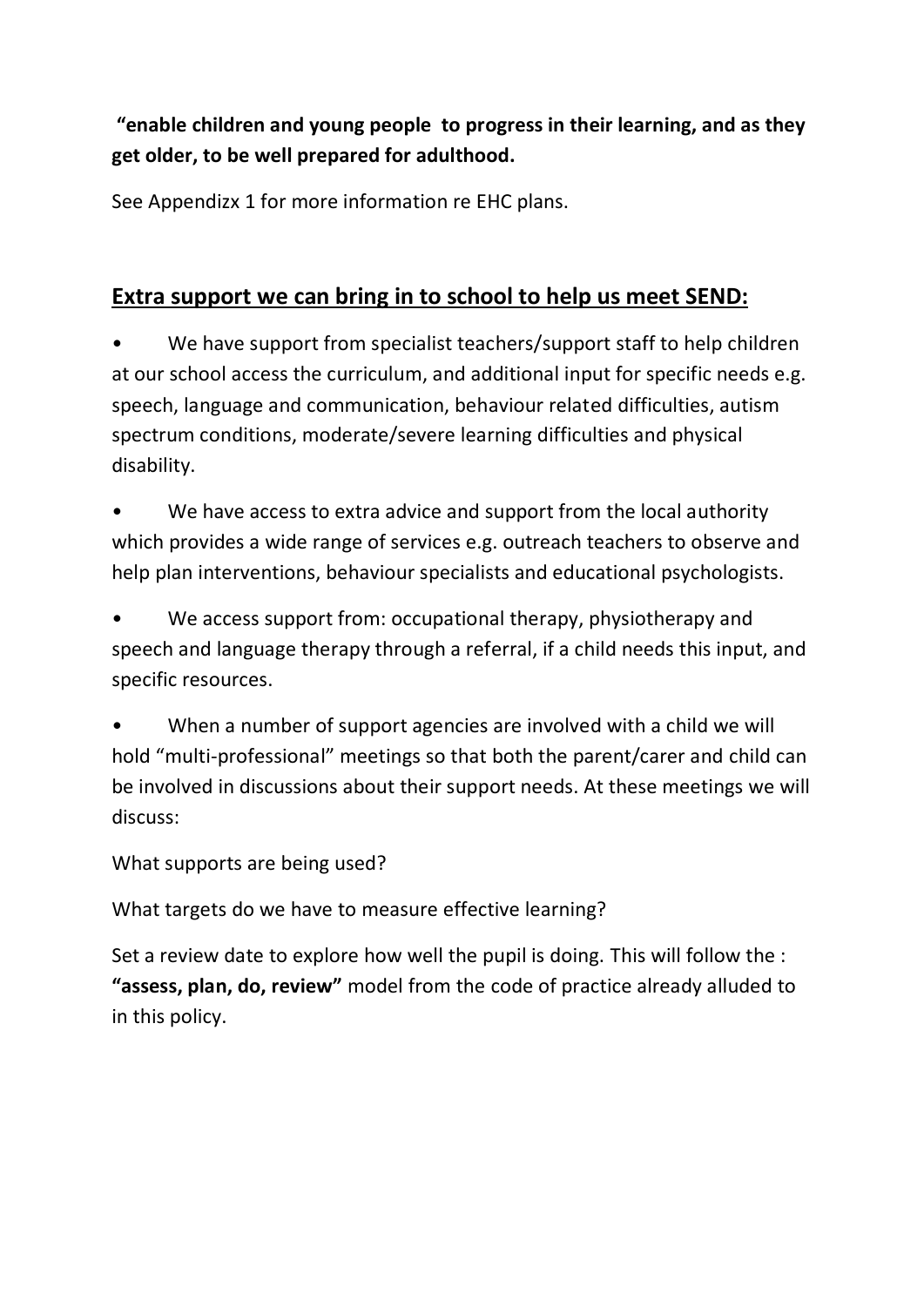**“enable children and young people to progress in their learning, and as they get older, to be well prepared for adulthood.**

See Appendizx 1 for more information re EHC plans.

## Extra support we can bring in to school to help us meet SEND:

- We have support from specialist teachers/support staff to help children at our school access the curriculum, and additional input for specific needs e.g. speech, language and communication, behaviour related difficulties, autism spectrum conditions, moderate/severe learning difficulties and physical disability.
- We have access to extra advice and support from the local authority which provides a wide range of services e.g. outreach teachers to observe and help plan interventions, behaviour specialists and educational psychologists.
- We access support from: occupational therapy, physiotherapy and speech and language therapy through a referral, if a child needs this input, and specific resources.
- When a number of support agencies are involved with a child we will hold “multi-professional” meetings so that both the parent/carer and child can be involved in discussions about their support needs. At these meetings we will discuss:

What supports are being used?

What targets do we have to measure effective learning?

Set a review date to explore how well the pupil is doing. This will follow the : **“assess, plan, do, review”** model from the code of practice already alluded to in this policy.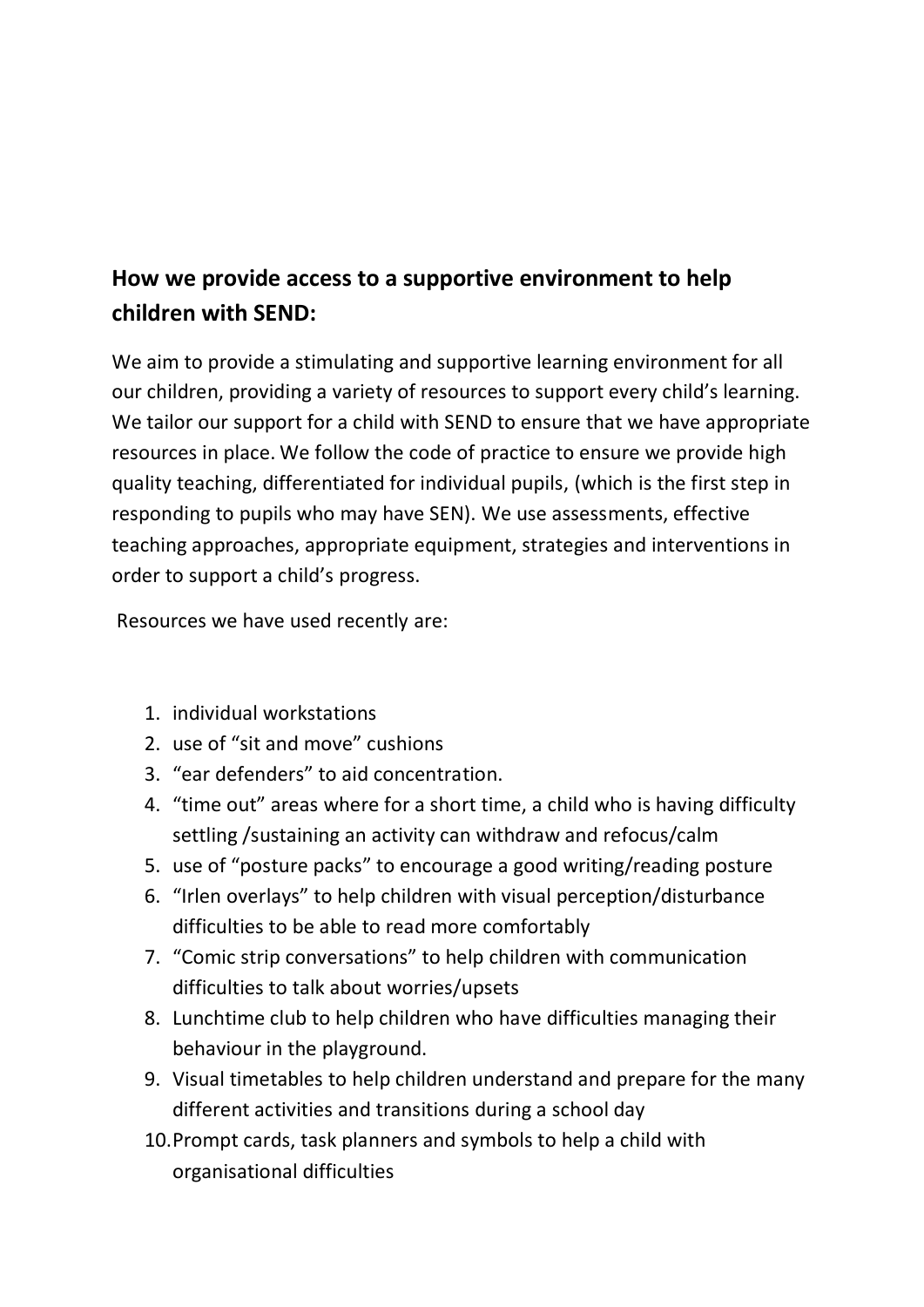## How we provide access to a supportive environment to help children with SEND:

We aim to provide a stimulating and supportive learning environment for all our children, providing a variety of resources to support every child's learning. We tailor our support for a child with SEND to ensure that we have appropriate resources in place. We follow the code of practice to ensure we provide high quality teaching, differentiated for individual pupils, (which is the first step in responding to pupils who may have SEN). We use assessments, effective teaching approaches, appropriate equipment, strategies and interventions in order to support a child's progress.

Resources we have used recently are:

1. individual workstations
2. use of "sit and move" cushions
3. "ear defenders" to aid concentration.
4. "time out" areas where for a short time, a child who is having difficulty settling /sustaining an activity can withdraw and refocus/calm
5. use of "posture packs" to encourage a good writing/reading posture
6. "Irlen overlays" to help children with visual perception/disturbance difficulties to be able to read more comfortably
7. "Comic strip conversations" to help children with communication difficulties to talk about worries/upsets
8. Lunchtime club to help children who have difficulties managing their behaviour in the playground.
9. Visual timetables to help children understand and prepare for the many different activities and transitions during a school day
10. Prompt cards, task planners and symbols to help a child with organisational difficulties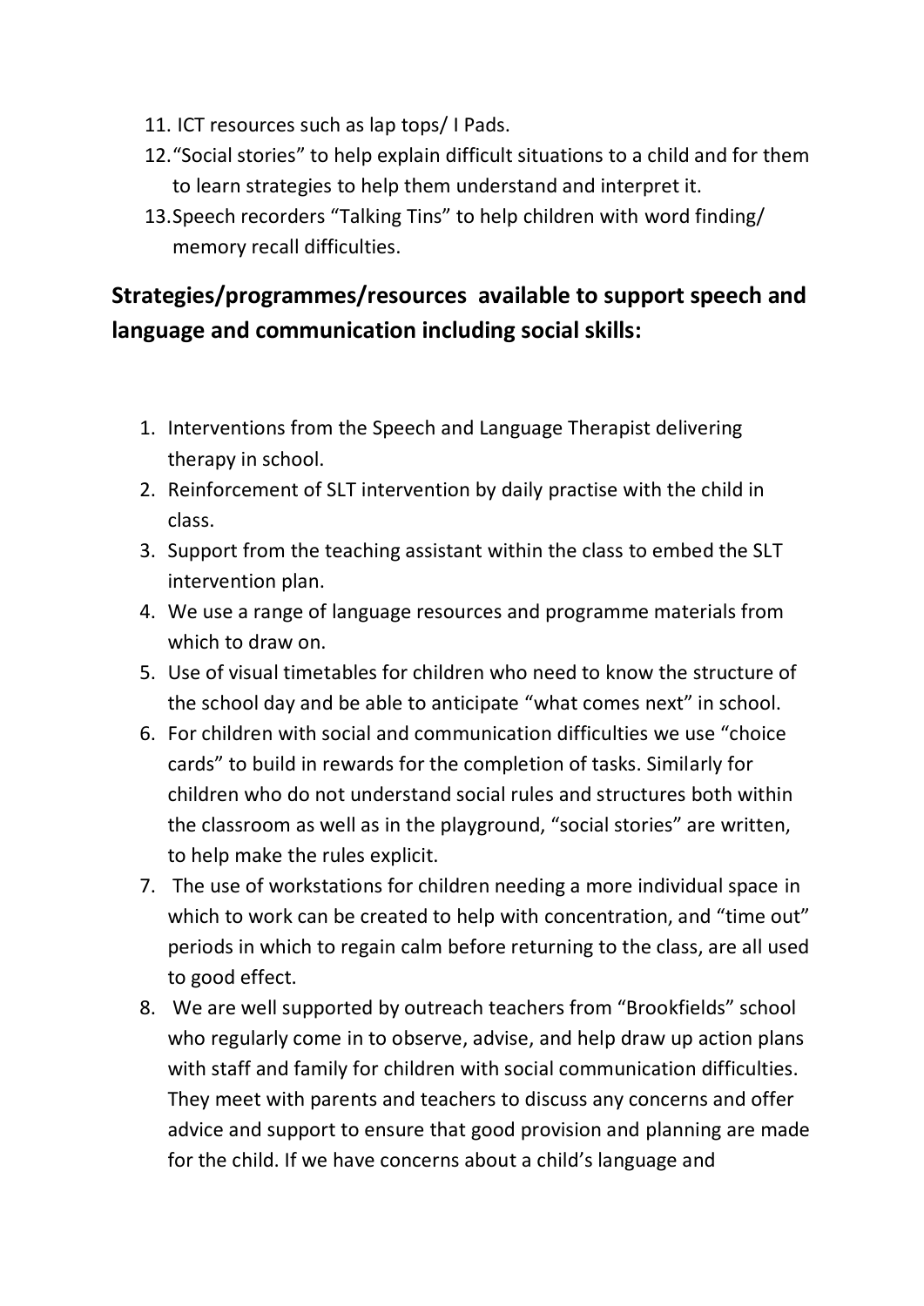11. ICT resources such as lap tops/ I Pads.
12. "Social stories" to help explain difficult situations to a child and for them to learn strategies to help them understand and interpret it.
13. Speech recorders "Talking Tins" to help children with word finding/ memory recall difficulties.

## Strategies/programmes/resources available to support speech and language and communication including social skills:

1. Interventions from the Speech and Language Therapist delivering therapy in school.
2. Reinforcement of SLT intervention by daily practise with the child in class.
3. Support from the teaching assistant within the class to embed the SLT intervention plan.
4. We use a range of language resources and programme materials from which to draw on.
5. Use of visual timetables for children who need to know the structure of the school day and be able to anticipate "what comes next" in school.
6. For children with social and communication difficulties we use "choice cards" to build in rewards for the completion of tasks. Similarly for children who do not understand social rules and structures both within the classroom as well as in the playground, "social stories" are written, to help make the rules explicit.
7. The use of workstations for children needing a more individual space in which to work can be created to help with concentration, and "time out" periods in which to regain calm before returning to the class, are all used to good effect.
8. We are well supported by outreach teachers from "Brookfields" school who regularly come in to observe, advise, and help draw up action plans with staff and family for children with social communication difficulties. They meet with parents and teachers to discuss any concerns and offer advice and support to ensure that good provision and planning are made for the child. If we have concerns about a child's language and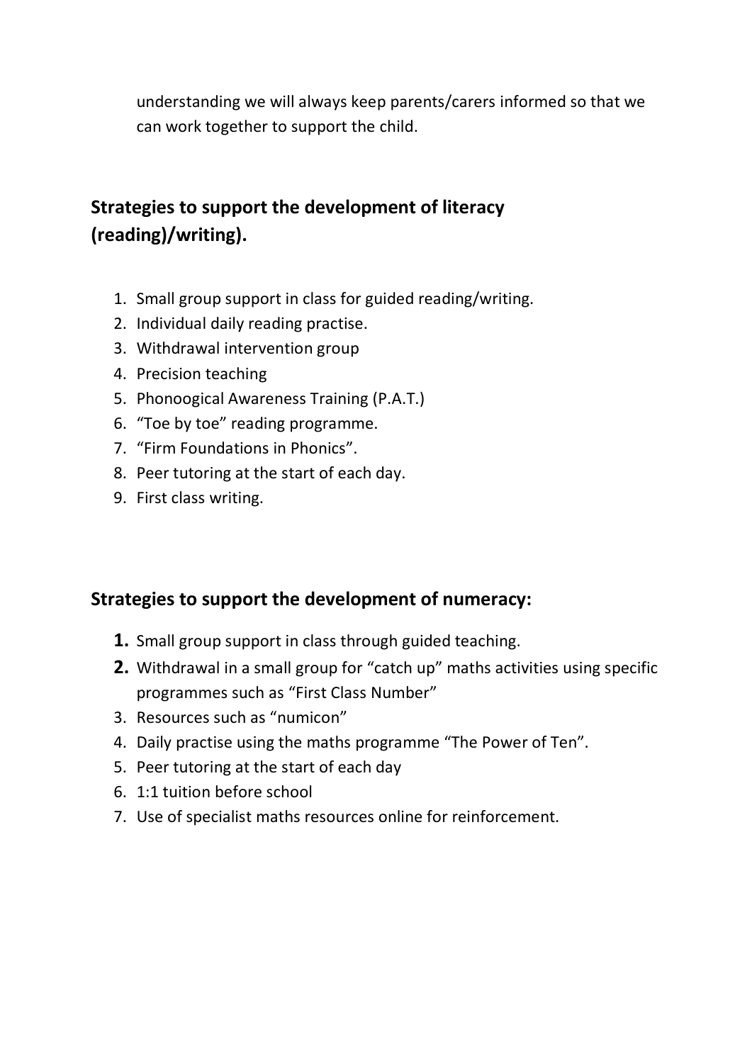understanding we will always keep parents/carers informed so that we can work together to support the child.

## Strategies to support the development of literacy (reading)/writing).

1. Small group support in class for guided reading/writing.
2. Individual daily reading practise.
3. Withdrawal intervention group
4. Precision teaching
5. Phonoogical Awareness Training (P.A.T.)
6. "Toe by toe" reading programme.
7. "Firm Foundations in Phonics".
8. Peer tutoring at the start of each day.
9. First class writing.

## Strategies to support the development of numeracy:

1. Small group support in class through guided teaching.
2. Withdrawal in a small group for "catch up" maths activities using specific programmes such as "First Class Number"
3. Resources such as "numicon"
4. Daily practise using the maths programme "The Power of Ten".
5. Peer tutoring at the start of each day
6. 1:1 tuition before school
7. Use of specialist maths resources online for reinforcement.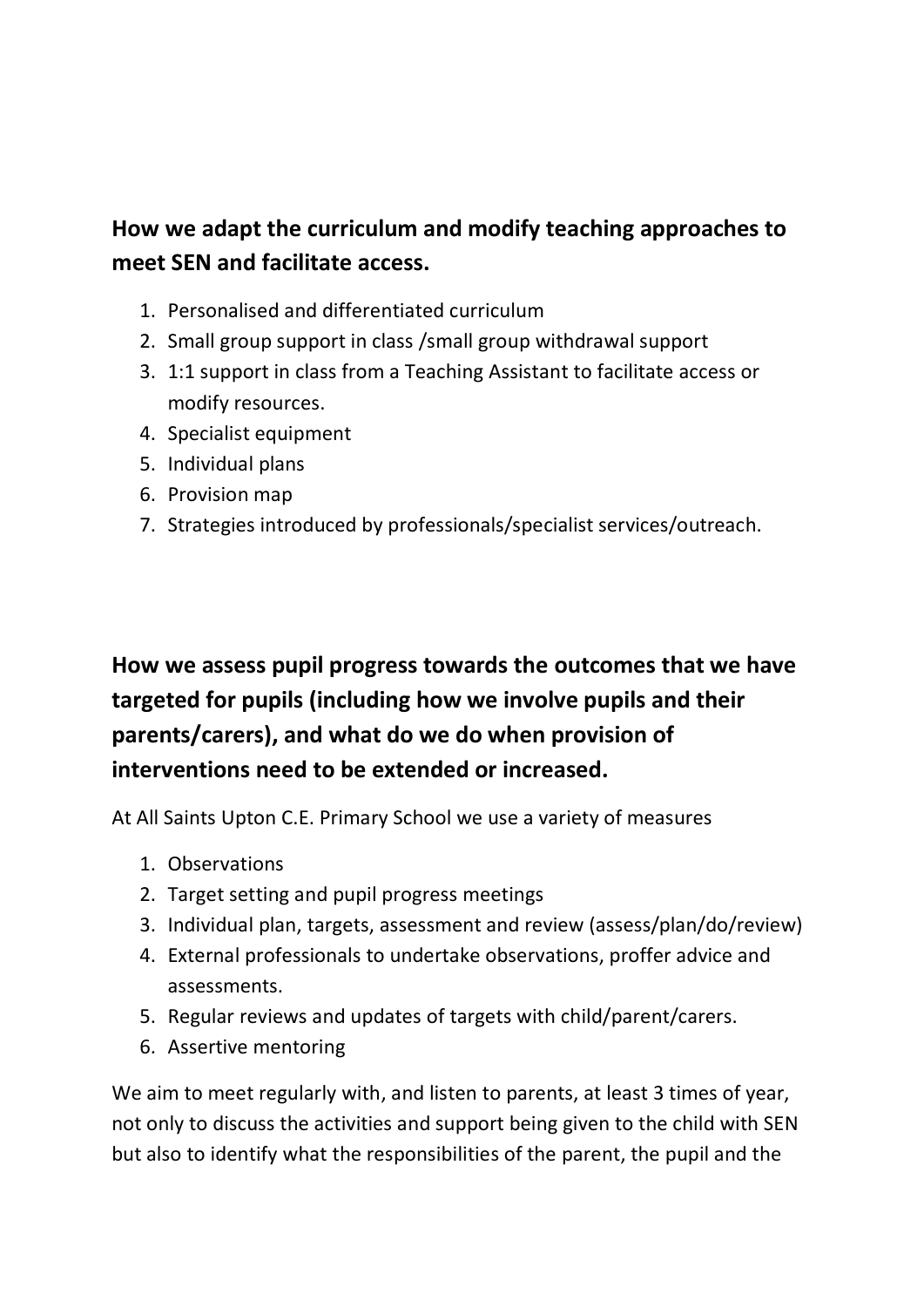## How we adapt the curriculum and modify teaching approaches to meet SEN and facilitate access.

1. Personalised and differentiated curriculum
2. Small group support in class /small group withdrawal support
3. 1:1 support in class from a Teaching Assistant to facilitate access or modify resources.
4. Specialist equipment
5. Individual plans
6. Provision map
7. Strategies introduced by professionals/specialist services/outreach.

## How we assess pupil progress towards the outcomes that we have targeted for pupils (including how we involve pupils and their parents/carers), and what do we do when provision of interventions need to be extended or increased.

At All Saints Upton C.E. Primary School we use a variety of measures

1. Observations
2. Target setting and pupil progress meetings
3. Individual plan, targets, assessment and review (assess/plan/do/review)
4. External professionals to undertake observations, proffer advice and assessments.
5. Regular reviews and updates of targets with child/parent/carers.
6. Assertive mentoring

We aim to meet regularly with, and listen to parents, at least 3 times of year, not only to discuss the activities and support being given to the child with SEN but also to identify what the responsibilities of the parent, the pupil and the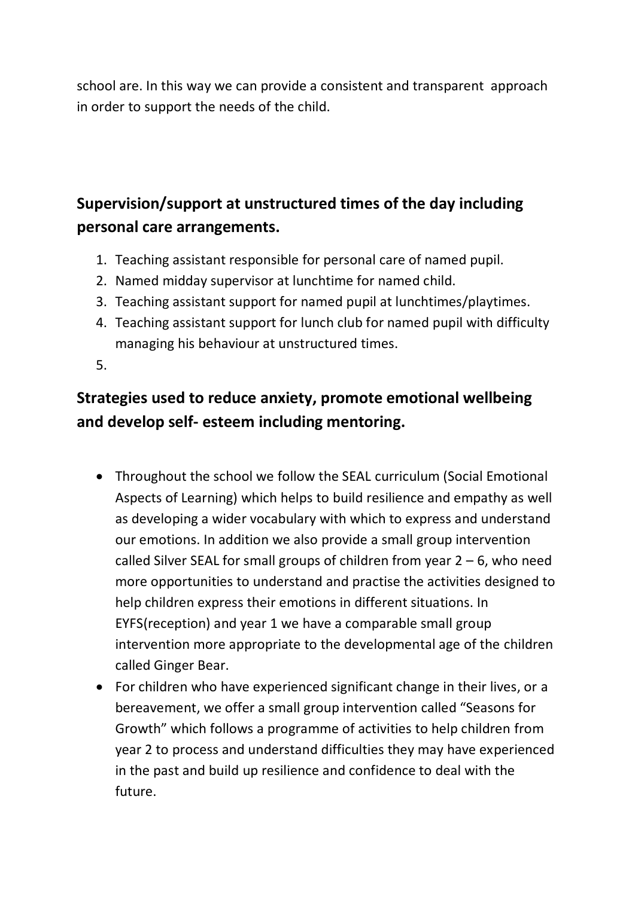school are. In this way we can provide a consistent and transparent approach in order to support the needs of the child.

## Supervision/support at unstructured times of the day including personal care arrangements.

1. Teaching assistant responsible for personal care of named pupil.
2. Named midday supervisor at lunchtime for named child.
3. Teaching assistant support for named pupil at lunchtimes/playtimes.
4. Teaching assistant support for lunch club for named pupil with difficulty managing his behaviour at unstructured times.
5. 

## Strategies used to reduce anxiety, promote emotional wellbeing and develop self- esteem including mentoring.

- Throughout the school we follow the SEAL curriculum (Social Emotional Aspects of Learning) which helps to build resilience and empathy as well as developing a wider vocabulary with which to express and understand our emotions. In addition we also provide a small group intervention called Silver SEAL for small groups of children from year 2 – 6, who need more opportunities to understand and practise the activities designed to help children express their emotions in different situations. In EYFS(reception) and year 1 we have a comparable small group intervention more appropriate to the developmental age of the children called Ginger Bear.
- For children who have experienced significant change in their lives, or a bereavement, we offer a small group intervention called "Seasons for Growth" which follows a programme of activities to help children from year 2 to process and understand difficulties they may have experienced in the past and build up resilience and confidence to deal with the future.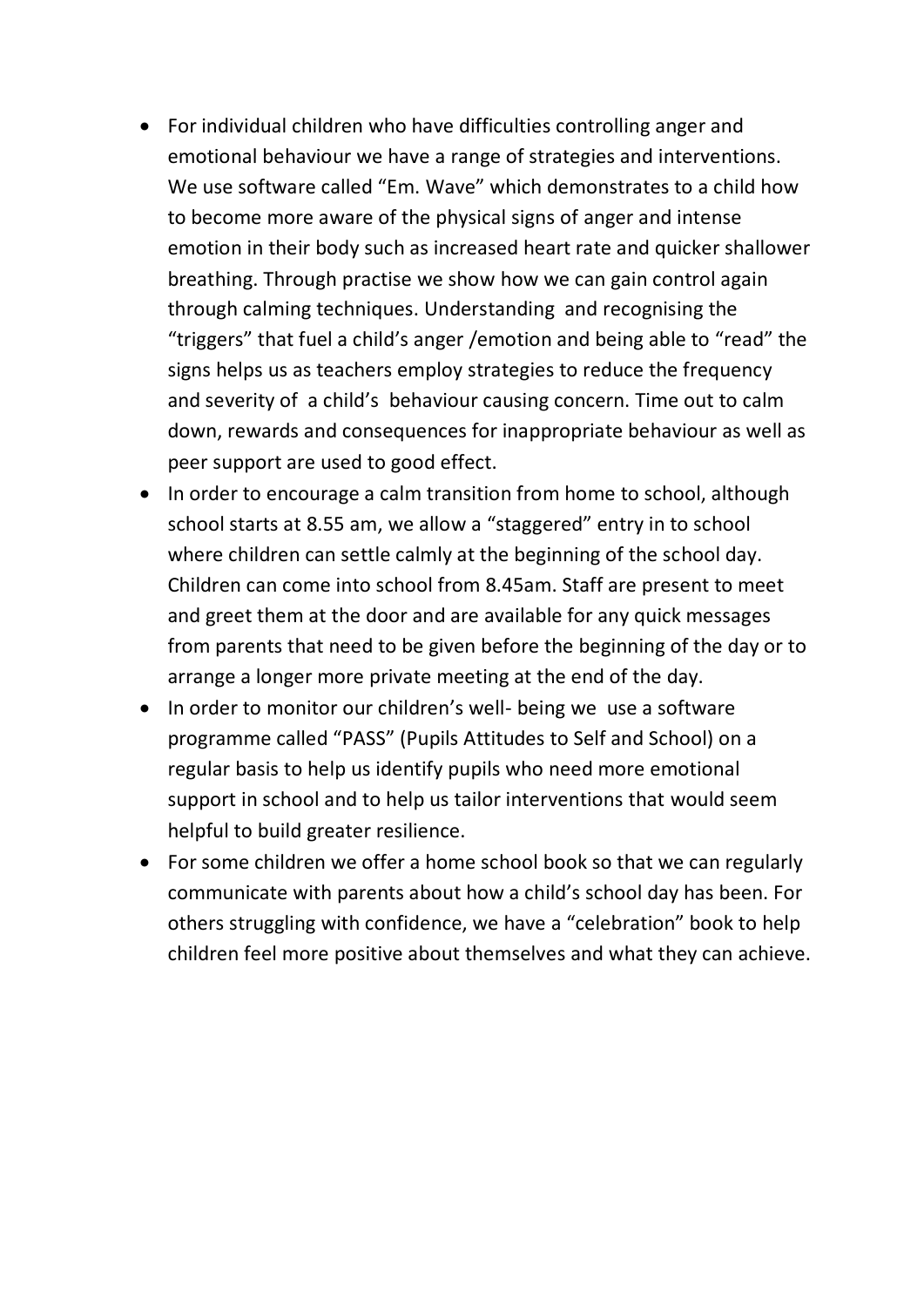- For individual children who have difficulties controlling anger and emotional behaviour we have a range of strategies and interventions. We use software called "Em. Wave" which demonstrates to a child how to become more aware of the physical signs of anger and intense emotion in their body such as increased heart rate and quicker shallower breathing. Through practise we show how we can gain control again through calming techniques. Understanding and recognising the "triggers" that fuel a child's anger /emotion and being able to "read" the signs helps us as teachers employ strategies to reduce the frequency and severity of a child's behaviour causing concern. Time out to calm down, rewards and consequences for inappropriate behaviour as well as peer support are used to good effect.
- In order to encourage a calm transition from home to school, although school starts at 8.55 am, we allow a "staggered" entry in to school where children can settle calmly at the beginning of the school day. Children can come into school from 8.45am. Staff are present to meet and greet them at the door and are available for any quick messages from parents that need to be given before the beginning of the day or to arrange a longer more private meeting at the end of the day.
- In order to monitor our children's well- being we use a software programme called "PASS" (Pupils Attitudes to Self and School) on a regular basis to help us identify pupils who need more emotional support in school and to help us tailor interventions that would seem helpful to build greater resilience.
- For some children we offer a home school book so that we can regularly communicate with parents about how a child's school day has been. For others struggling with confidence, we have a "celebration" book to help children feel more positive about themselves and what they can achieve.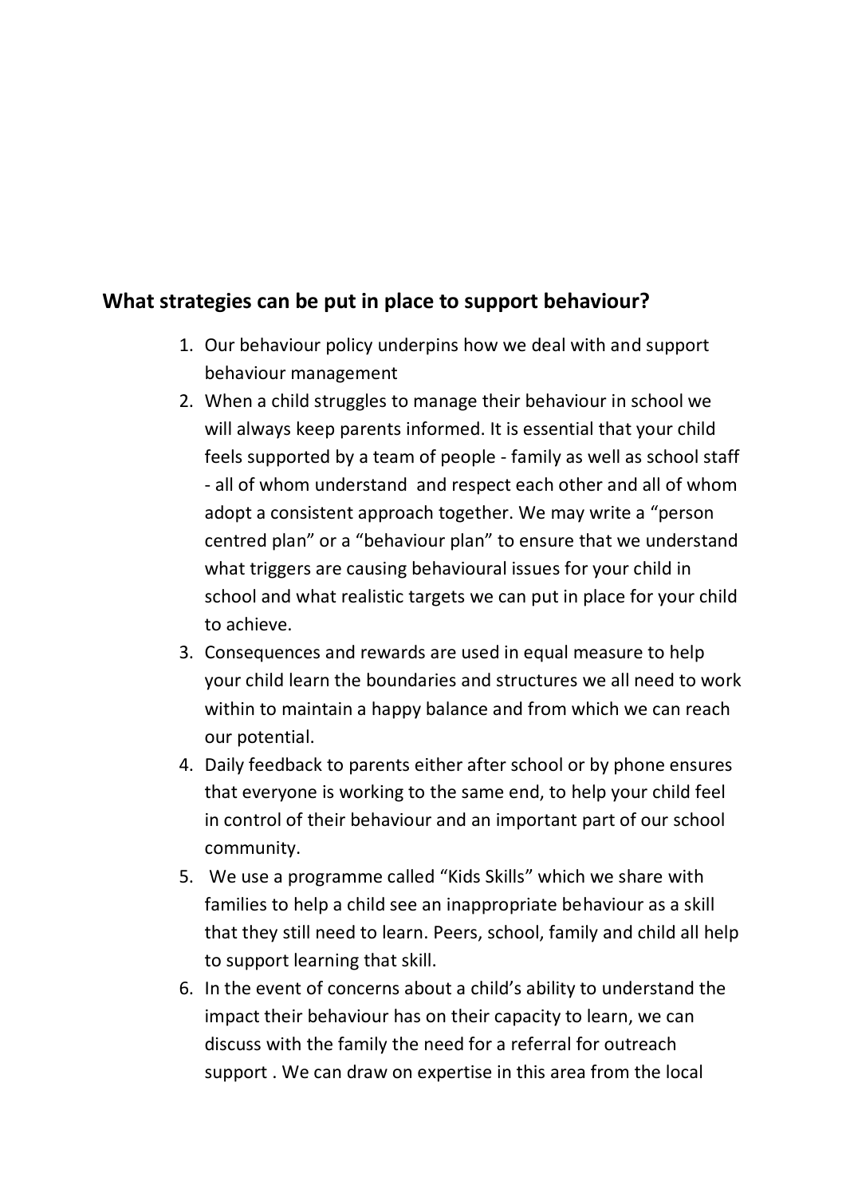## What strategies can be put in place to support behaviour?

1. Our behaviour policy underpins how we deal with and support behaviour management
2. When a child struggles to manage their behaviour in school we will always keep parents informed. It is essential that your child feels supported by a team of people - family as well as school staff - all of whom understand and respect each other and all of whom adopt a consistent approach together. We may write a “person centred plan” or a “behaviour plan” to ensure that we understand what triggers are causing behavioural issues for your child in school and what realistic targets we can put in place for your child to achieve.
3. Consequences and rewards are used in equal measure to help your child learn the boundaries and structures we all need to work within to maintain a happy balance and from which we can reach our potential.
4. Daily feedback to parents either after school or by phone ensures that everyone is working to the same end, to help your child feel in control of their behaviour and an important part of our school community.
5. We use a programme called “Kids Skills” which we share with families to help a child see an inappropriate behaviour as a skill that they still need to learn. Peers, school, family and child all help to support learning that skill.
6. In the event of concerns about a child’s ability to understand the impact their behaviour has on their capacity to learn, we can discuss with the family the need for a referral for outreach support . We can draw on expertise in this area from the local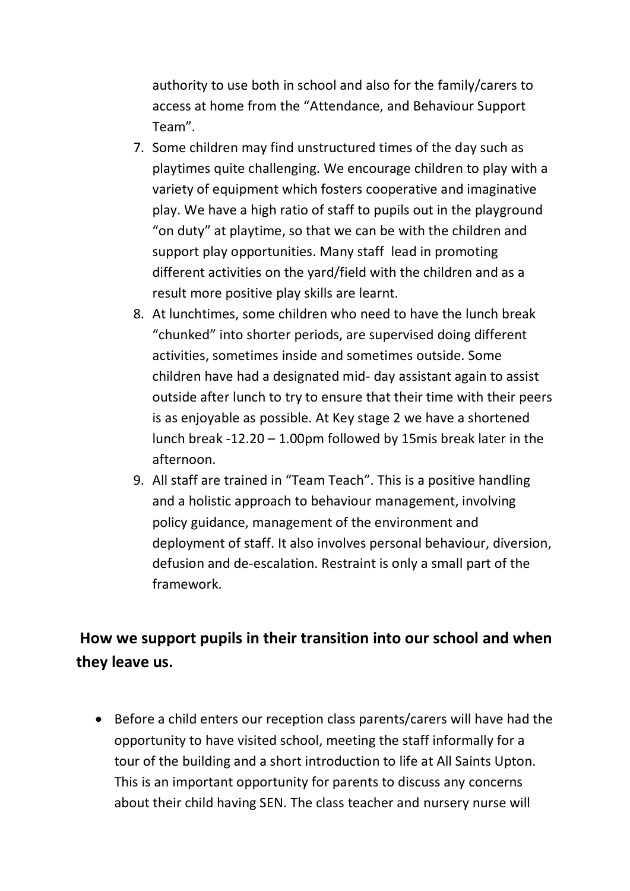authority to use both in school and also for the family/carers to access at home from the "Attendance, and Behaviour Support Team".

7. Some children may find unstructured times of the day such as playtimes quite challenging. We encourage children to play with a variety of equipment which fosters cooperative and imaginative play. We have a high ratio of staff to pupils out in the playground "on duty" at playtime, so that we can be with the children and support play opportunities. Many staff lead in promoting different activities on the yard/field with the children and as a result more positive play skills are learnt.
8. At lunchtimes, some children who need to have the lunch break "chunked" into shorter periods, are supervised doing different activities, sometimes inside and sometimes outside. Some children have had a designated mid- day assistant again to assist outside after lunch to try to ensure that their time with their peers is as enjoyable as possible. At Key stage 2 we have a shortened lunch break -12.20 – 1.00pm followed by 15mis break later in the afternoon.
9. All staff are trained in "Team Teach". This is a positive handling and a holistic approach to behaviour management, involving policy guidance, management of the environment and deployment of staff. It also involves personal behaviour, diversion, defusion and de-escalation. Restraint is only a small part of the framework.

## How we support pupils in their transition into our school and when they leave us.

- Before a child enters our reception class parents/carers will have had the opportunity to have visited school, meeting the staff informally for a tour of the building and a short introduction to life at All Saints Upton. This is an important opportunity for parents to discuss any concerns about their child having SEN. The class teacher and nursery nurse will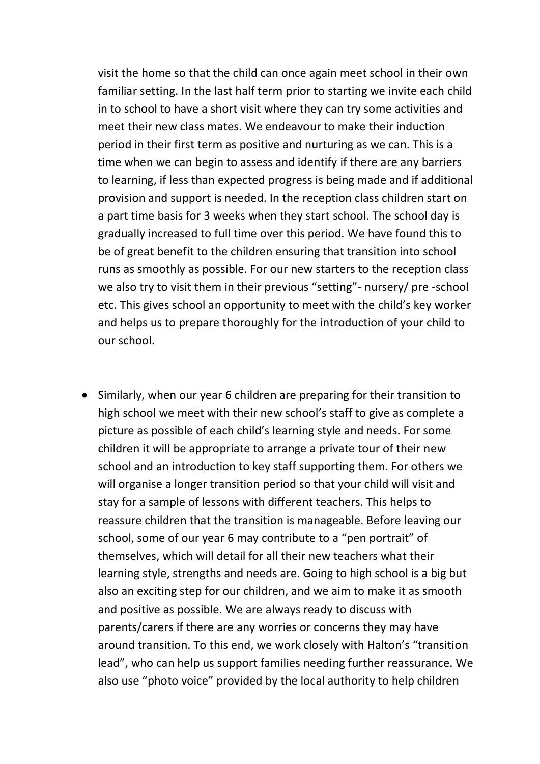visit the home so that the child can once again meet school in their own familiar setting. In the last half term prior to starting we invite each child in to school to have a short visit where they can try some activities and meet their new class mates. We endeavour to make their induction period in their first term as positive and nurturing as we can. This is a time when we can begin to assess and identify if there are any barriers to learning, if less than expected progress is being made and if additional provision and support is needed. In the reception class children start on a part time basis for 3 weeks when they start school. The school day is gradually increased to full time over this period. We have found this to be of great benefit to the children ensuring that transition into school runs as smoothly as possible. For our new starters to the reception class we also try to visit them in their previous "setting"- nursery/ pre -school etc. This gives school an opportunity to meet with the child's key worker and helps us to prepare thoroughly for the introduction of your child to our school.

- Similarly, when our year 6 children are preparing for their transition to high school we meet with their new school's staff to give as complete a picture as possible of each child's learning style and needs. For some children it will be appropriate to arrange a private tour of their new school and an introduction to key staff supporting them. For others we will organise a longer transition period so that your child will visit and stay for a sample of lessons with different teachers. This helps to reassure children that the transition is manageable. Before leaving our school, some of our year 6 may contribute to a "pen portrait" of themselves, which will detail for all their new teachers what their learning style, strengths and needs are. Going to high school is a big but also an exciting step for our children, and we aim to make it as smooth and positive as possible. We are always ready to discuss with parents/carers if there are any worries or concerns they may have around transition. To this end, we work closely with Halton's "transition lead", who can help us support families needing further reassurance. We also use "photo voice" provided by the local authority to help children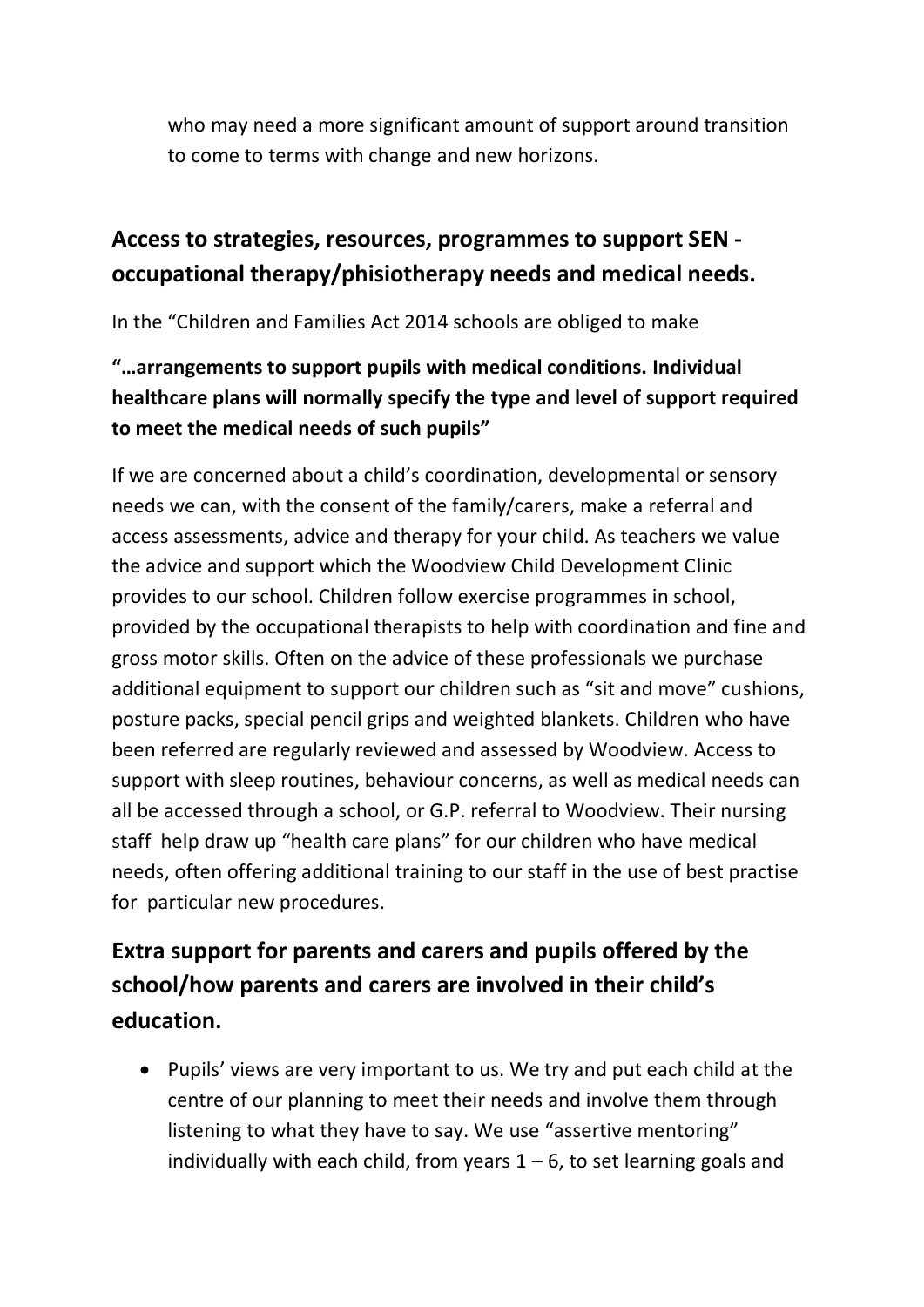who may need a more significant amount of support around transition to come to terms with change and new horizons.

## Access to strategies, resources, programmes to support SEN - occupational therapy/phisiotherapy needs and medical needs.

In the "Children and Families Act 2014 schools are obliged to make

**"…arrangements to support pupils with medical conditions. Individual healthcare plans will normally specify the type and level of support required to meet the medical needs of such pupils"**

If we are concerned about a child's coordination, developmental or sensory needs we can, with the consent of the family/carers, make a referral and access assessments, advice and therapy for your child. As teachers we value the advice and support which the Woodview Child Development Clinic provides to our school. Children follow exercise programmes in school, provided by the occupational therapists to help with coordination and fine and gross motor skills. Often on the advice of these professionals we purchase additional equipment to support our children such as "sit and move" cushions, posture packs, special pencil grips and weighted blankets. Children who have been referred are regularly reviewed and assessed by Woodview. Access to support with sleep routines, behaviour concerns, as well as medical needs can all be accessed through a school, or G.P. referral to Woodview. Their nursing staff help draw up "health care plans" for our children who have medical needs, often offering additional training to our staff in the use of best practise for particular new procedures.

## Extra support for parents and carers and pupils offered by the school/how parents and carers are involved in their child's education.

- Pupils' views are very important to us. We try and put each child at the centre of our planning to meet their needs and involve them through listening to what they have to say. We use "assertive mentoring" individually with each child, from years 1 – 6, to set learning goals and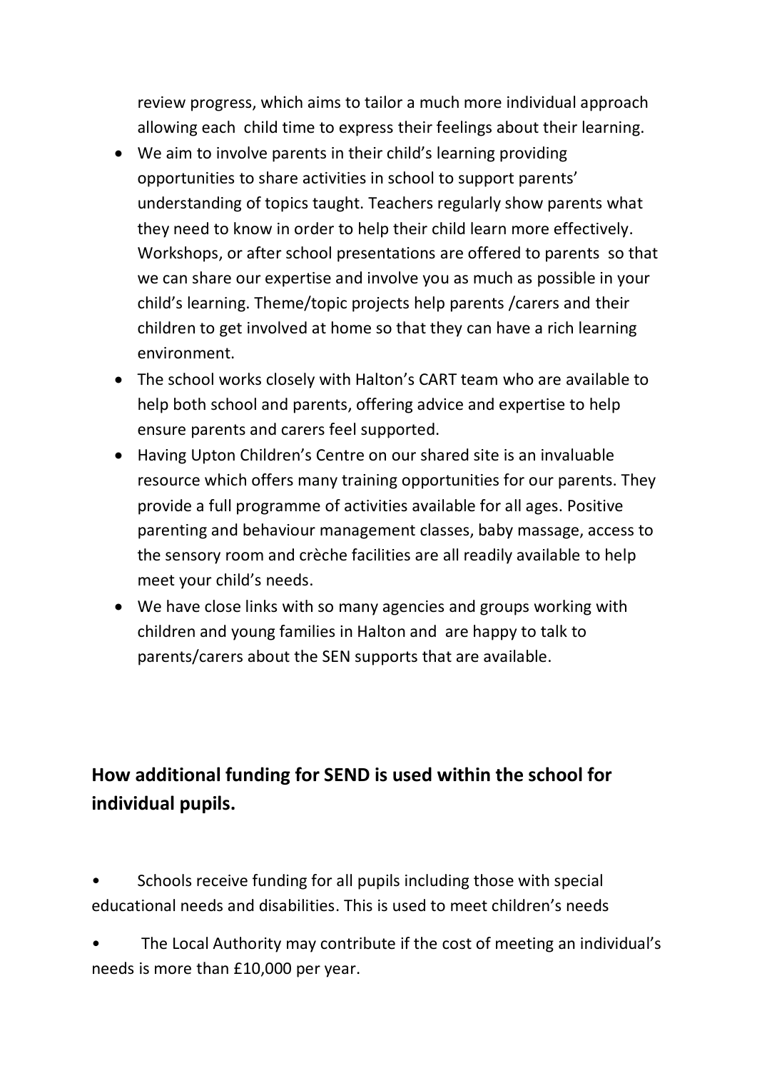review progress, which aims to tailor a much more individual approach allowing each child time to express their feelings about their learning.

- We aim to involve parents in their child's learning providing opportunities to share activities in school to support parents' understanding of topics taught. Teachers regularly show parents what they need to know in order to help their child learn more effectively. Workshops, or after school presentations are offered to parents so that we can share our expertise and involve you as much as possible in your child's learning. Theme/topic projects help parents /carers and their children to get involved at home so that they can have a rich learning environment.
- The school works closely with Halton's CART team who are available to help both school and parents, offering advice and expertise to help ensure parents and carers feel supported.
- Having Upton Children's Centre on our shared site is an invaluable resource which offers many training opportunities for our parents. They provide a full programme of activities available for all ages. Positive parenting and behaviour management classes, baby massage, access to the sensory room and crèche facilities are all readily available to help meet your child's needs.
- We have close links with so many agencies and groups working with children and young families in Halton and are happy to talk to parents/carers about the SEN supports that are available.

## How additional funding for SEND is used within the school for individual pupils.

- Schools receive funding for all pupils including those with special educational needs and disabilities. This is used to meet children's needs
- The Local Authority may contribute if the cost of meeting an individual's needs is more than £10,000 per year.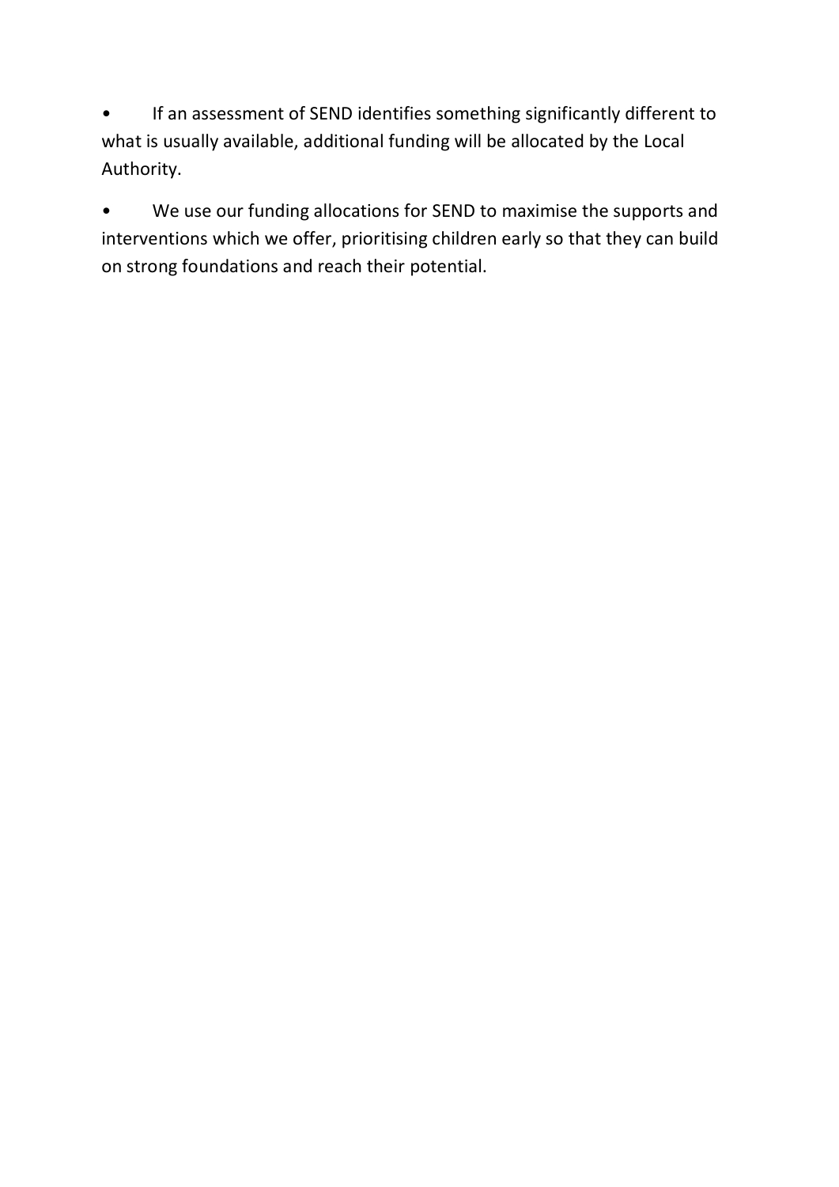- If an assessment of SEND identifies something significantly different to what is usually available, additional funding will be allocated by the Local Authority.

- We use our funding allocations for SEND to maximise the supports and interventions which we offer, prioritising children early so that they can build on strong foundations and reach their potential.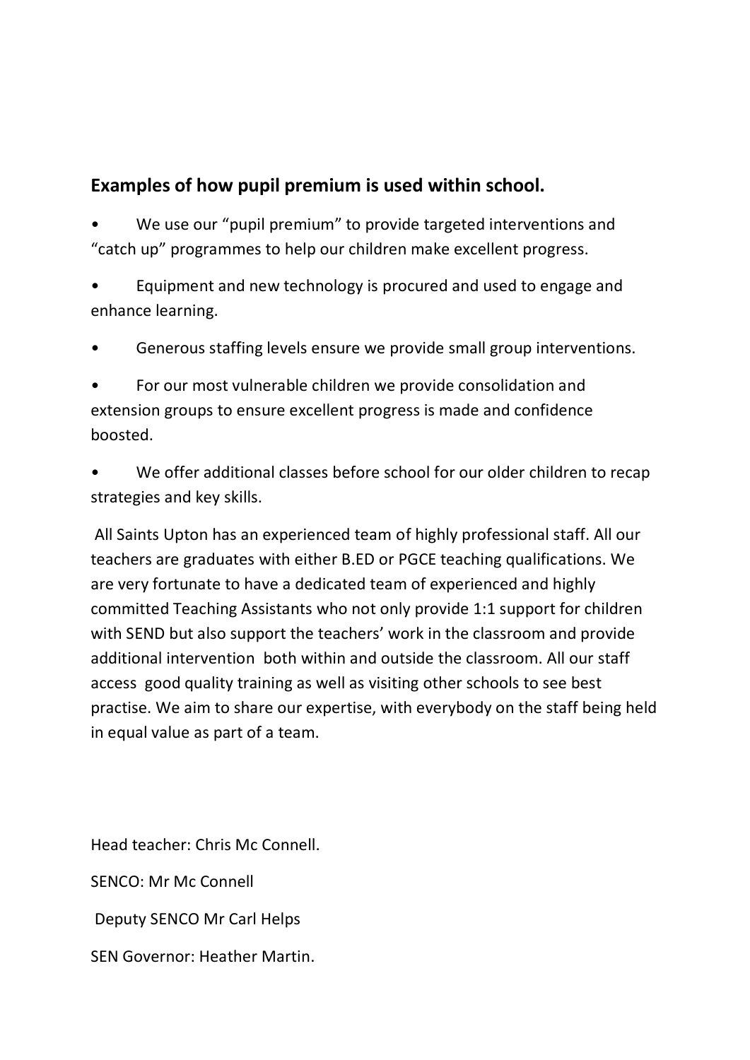## Examples of how pupil premium is used within school.

- We use our "pupil premium" to provide targeted interventions and "catch up" programmes to help our children make excellent progress.
- Equipment and new technology is procured and used to engage and enhance learning.
- Generous staffing levels ensure we provide small group interventions.
- For our most vulnerable children we provide consolidation and extension groups to ensure excellent progress is made and confidence boosted.
- We offer additional classes before school for our older children to recap strategies and key skills.

All Saints Upton has an experienced team of highly professional staff. All our teachers are graduates with either B.ED or PGCE teaching qualifications. We are very fortunate to have a dedicated team of experienced and highly committed Teaching Assistants who not only provide 1:1 support for children with SEND but also support the teachers' work in the classroom and provide additional intervention both within and outside the classroom. All our staff access good quality training as well as visiting other schools to see best practise. We aim to share our expertise, with everybody on the staff being held in equal value as part of a team.

Head teacher: Chris Mc Connell.

SENCO: Mr Mc Connell

Deputy SENCO Mr Carl Helps

SEN Governor: Heather Martin.